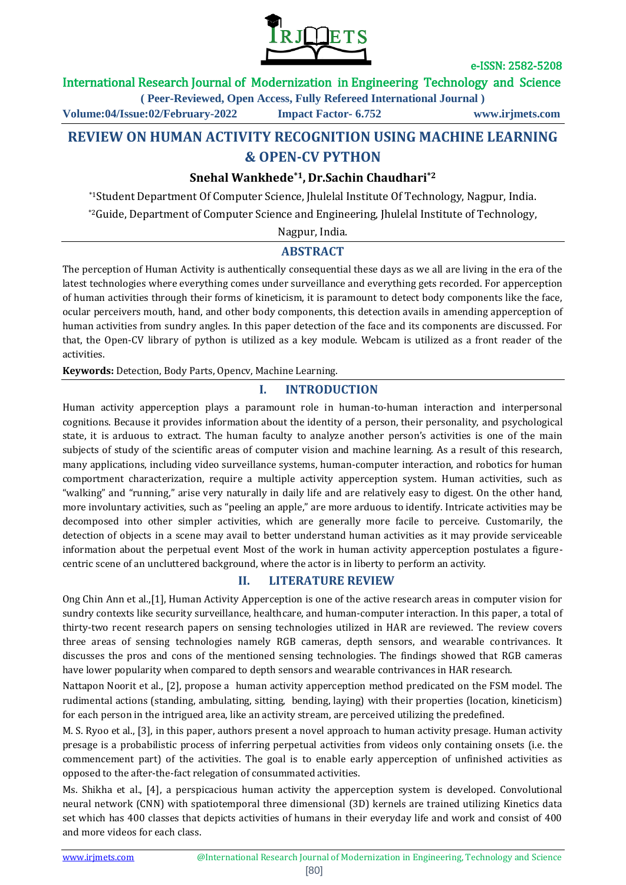# REVIEW ON HUMAN ACTIVITY RECOGNITION USING MACHINE LEARNING & OPEN-CV PYTHON

**Snehal Wankhede*[1], Dr.Sachin Chaudhari*[2]**

*[1]Student Department Of Computer Science, Jhulelal Institute Of Technology, Nagpur, India.

*[2]Guide, Department of Computer Science and Engineering, Jhulelal Institute of Technology, Nagpur, India.

## ABSTRACT

The perception of Human Activity is authentically consequential these days as we all are living in the era of the latest technologies where everything comes under surveillance and everything gets recorded. For apperception of human activities through their forms of kineticism, it is paramount to detect body components like the face, ocular perceivers mouth, hand, and other body components, this detection avails in amending apperception of human activities from sundry angles. In this paper detection of the face and its components are discussed. For that, the Open-CV library of python is utilized as a key module. Webcam is utilized as a front reader of the activities.

**Keywords:** Detection, Body Parts, Opencv, Machine Learning.

## I. INTRODUCTION

Human activity apperception plays a paramount role in human-to-human interaction and interpersonal cognitions. Because it provides information about the identity of a person, their personality, and psychological state, it is arduous to extract. The human faculty to analyze another person's activities is one of the main subjects of study of the scientific areas of computer vision and machine learning. As a result of this research, many applications, including video surveillance systems, human-computer interaction, and robotics for human comportment characterization, require a multiple activity apperception system. Human activities, such as "walking" and "running," arise very naturally in daily life and are relatively easy to digest. On the other hand, more involuntary activities, such as "peeling an apple," are more arduous to identify. Intricate activities may be decomposed into other simpler activities, which are generally more facile to perceive. Customarily, the detection of objects in a scene may avail to better understand human activities as it may provide serviceable information about the perpetual event Most of the work in human activity apperception postulates a figure-centric scene of an uncluttered background, where the actor is in liberty to perform an activity.

## II. LITERATURE REVIEW

Ong Chin Ann et al.,[1], Human Activity Apperception is one of the active research areas in computer vision for sundry contexts like security surveillance, healthcare, and human-computer interaction. In this paper, a total of thirty-two recent research papers on sensing technologies utilized in HAR are reviewed. The review covers three areas of sensing technologies namely RGB cameras, depth sensors, and wearable contrivances. It discusses the pros and cons of the mentioned sensing technologies. The findings showed that RGB cameras have lower popularity when compared to depth sensors and wearable contrivances in HAR research.

Nattapon Noorit et al., [2], propose a human activity apperception method predicated on the FSM model. The rudimental actions (standing, ambulating, sitting, bending, laying) with their properties (location, kineticism) for each person in the intrigued area, like an activity stream, are perceived utilizing the predefined.

M. S. Ryoo et al., [3], in this paper, authors present a novel approach to human activity presage. Human activity presage is a probabilistic process of inferring perpetual activities from videos only containing onsets (i.e. the commencement part) of the activities. The goal is to enable early apperception of unfinished activities as opposed to the after-the-fact relegation of consummated activities.

Ms. Shikha et al., [4], a perspicacious human activity the apperception system is developed. Convolutional neural network (CNN) with spatiotemporal three dimensional (3D) kernels are trained utilizing Kinetics data set which has 400 classes that depicts activities of humans in their everyday life and work and consist of 400 and more videos for each class.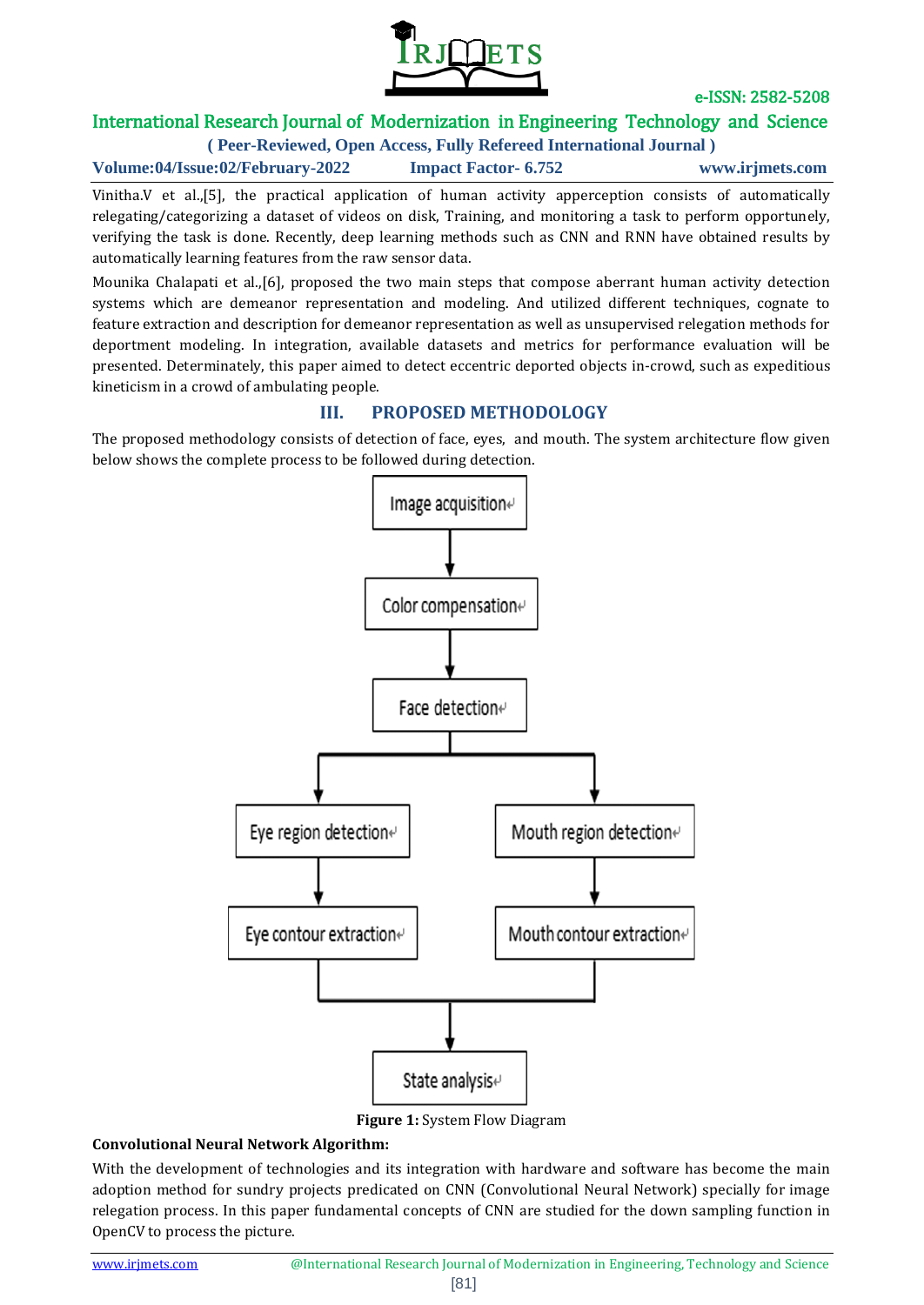Vinitha.V et al.,[5], the practical application of human activity apperception consists of automatically relegating/categorizing a dataset of videos on disk, Training, and monitoring a task to perform opportunely, verifying the task is done. Recently, deep learning methods such as CNN and RNN have obtained results by automatically learning features from the raw sensor data.

Mounika Chalapati et al.,[6], proposed the two main steps that compose aberrant human activity detection systems which are demeanor representation and modeling. And utilized different techniques, cognate to feature extraction and description for demeanor representation as well as unsupervised relegation methods for deportment modeling. In integration, available datasets and metrics for performance evaluation will be presented. Determinately, this paper aimed to detect eccentric deported objects in-crowd, such as expeditious kineticism in a crowd of ambulating people.

## III. PROPOSED METHODOLOGY

The proposed methodology consists of detection of face, eyes, and mouth. The system architecture flow given below shows the complete process to be followed during detection.

```
Image acquisition
        ↓
Color compensation
        ↓
Face detection
   ↓                    ↓
Eye region detection    Mouth region detection
   ↓                    ↓
Eye contour extraction  Mouth contour extraction
   ↓                    ↓
        State analysis
```

**Figure 1:** System Flow Diagram

**Convolutional Neural Network Algorithm:**

With the development of technologies and its integration with hardware and software has become the main adoption method for sundry projects predicated on CNN (Convolutional Neural Network) specially for image relegation process. In this paper fundamental concepts of CNN are studied for the down sampling function in OpenCV to process the picture.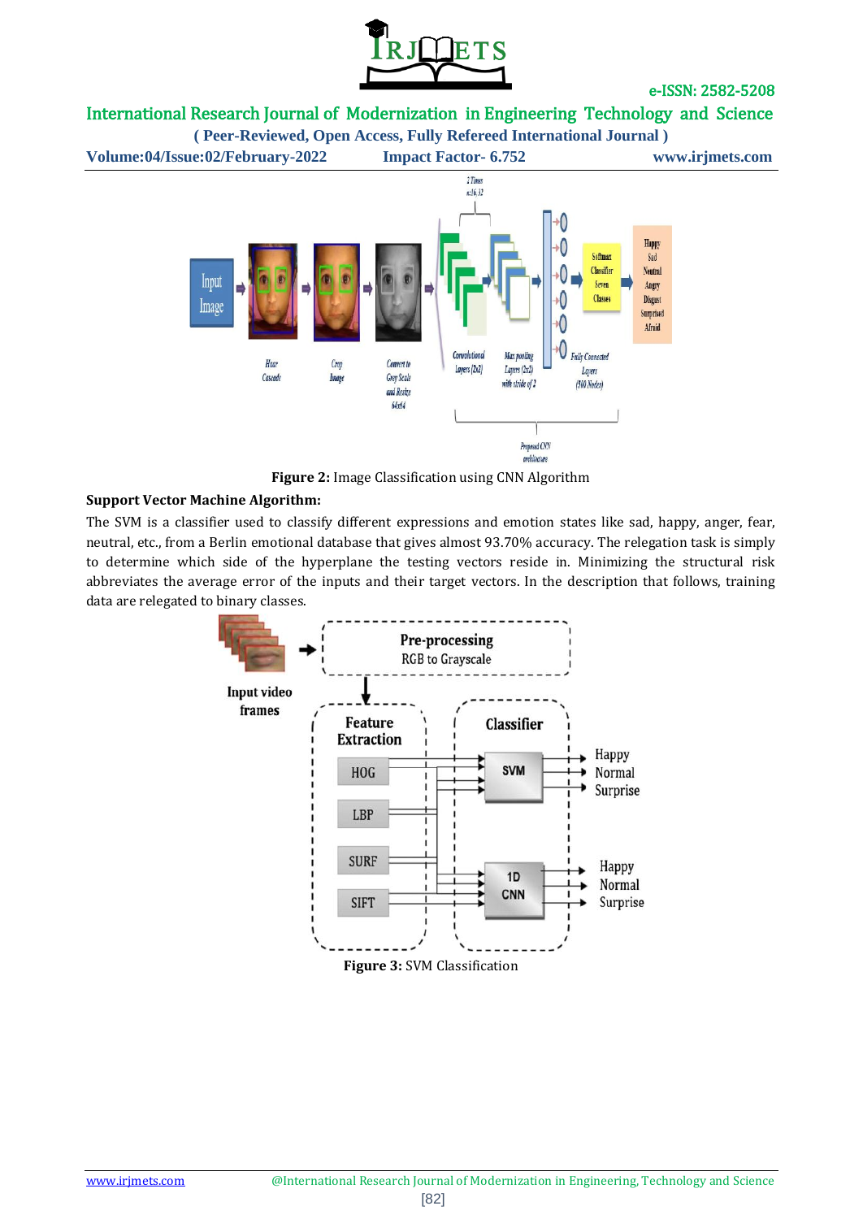**Figure 2:** Image Classification using CNN Algorithm

**Support Vector Machine Algorithm:**

The SVM is a classifier used to classify different expressions and emotion states like sad, happy, anger, fear, neutral, etc., from a Berlin emotional database that gives almost 93.70% accuracy. The relegation task is simply to determine which side of the hyperplane the testing vectors reside in. Minimizing the structural risk abbreviates the average error of the inputs and their target vectors. In the description that follows, training data are relegated to binary classes.

**Figure 3:** SVM Classification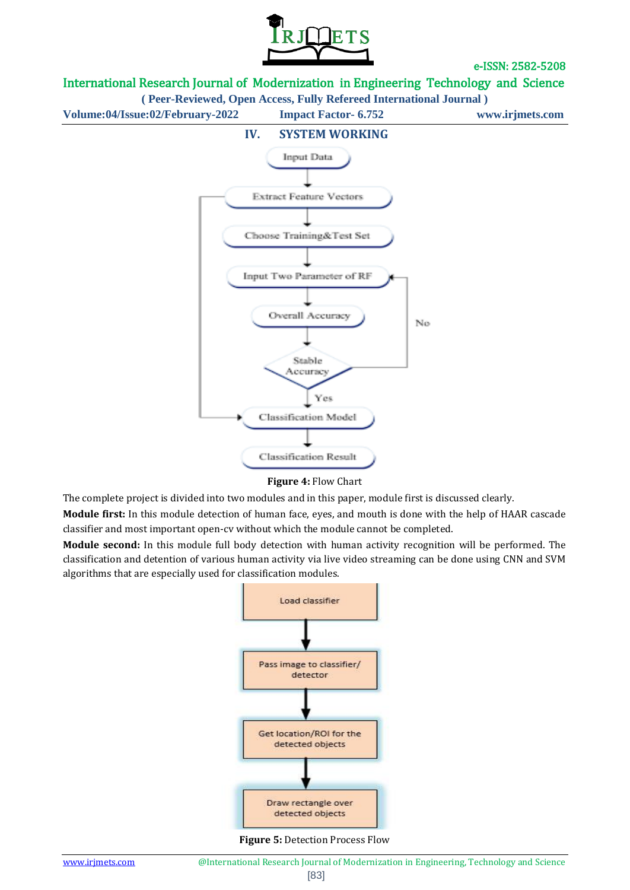## IV. SYSTEM WORKING

**Figure 4:** Flow Chart

The complete project is divided into two modules and in this paper, module first is discussed clearly.

**Module first:** In this module detection of human face, eyes, and mouth is done with the help of HAAR cascade classifier and most important open-cv without which the module cannot be completed.

**Module second:** In this module full body detection with human activity recognition will be performed. The classification and detention of various human activity via live video streaming can be done using CNN and SVM algorithms that are especially used for classification modules.

**Figure 5:** Detection Process Flow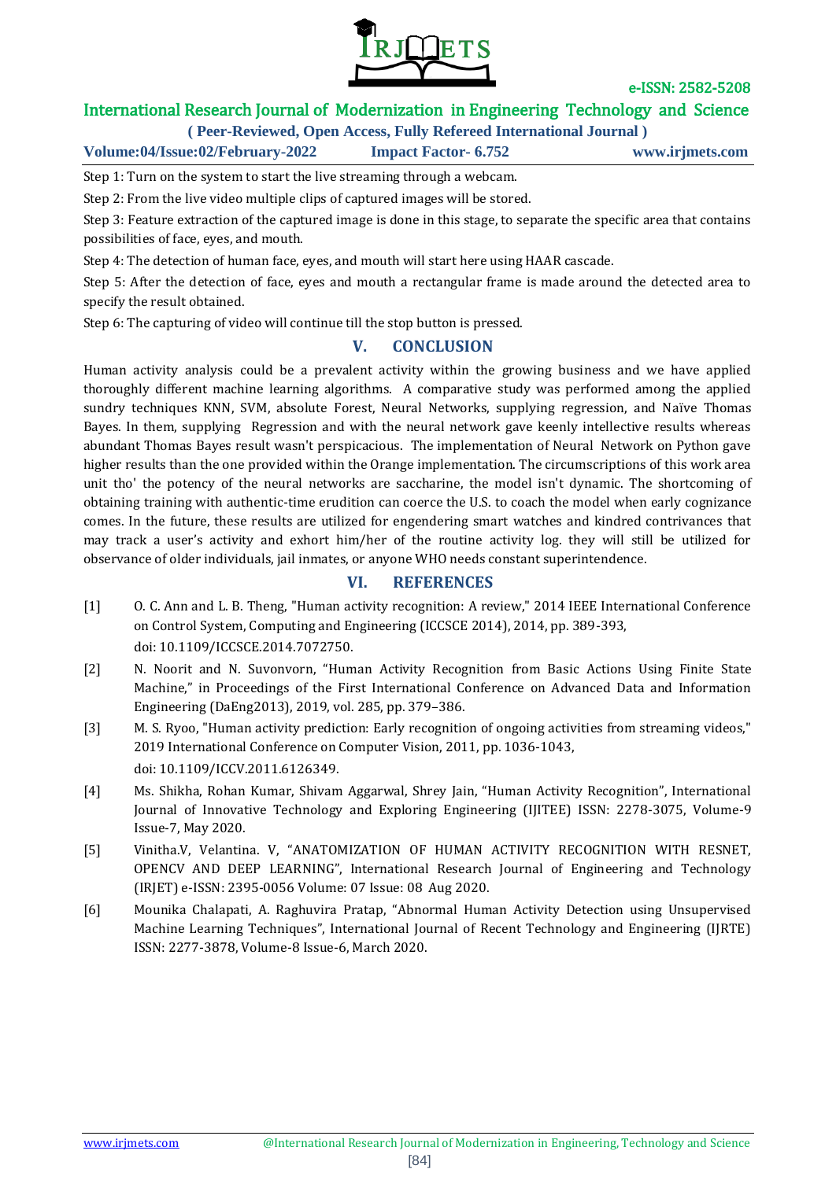Step 1: Turn on the system to start the live streaming through a webcam.

Step 2: From the live video multiple clips of captured images will be stored.

Step 3: Feature extraction of the captured image is done in this stage, to separate the specific area that contains possibilities of face, eyes, and mouth.

Step 4: The detection of human face, eyes, and mouth will start here using HAAR cascade.

Step 5: After the detection of face, eyes and mouth a rectangular frame is made around the detected area to specify the result obtained.

Step 6: The capturing of video will continue till the stop button is pressed.

## V. CONCLUSION

Human activity analysis could be a prevalent activity within the growing business and we have applied thoroughly different machine learning algorithms. A comparative study was performed among the applied sundry techniques KNN, SVM, absolute Forest, Neural Networks, supplying regression, and Naïve Thomas Bayes. In them, supplying Regression and with the neural network gave keenly intellective results whereas abundant Thomas Bayes result wasn't perspicacious. The implementation of Neural Network on Python gave higher results than the one provided within the Orange implementation. The circumscriptions of this work area unit tho' the potency of the neural networks are saccharine, the model isn't dynamic. The shortcoming of obtaining training with authentic-time erudition can coerce the U.S. to coach the model when early cognizance comes. In the future, these results are utilized for engendering smart watches and kindred contrivances that may track a user's activity and exhort him/her of the routine activity log. they will still be utilized for observance of older individuals, jail inmates, or anyone WHO needs constant superintendence.

## VI. REFERENCES

[1] O. C. Ann and L. B. Theng, "Human activity recognition: A review," 2014 IEEE International Conference on Control System, Computing and Engineering (ICCSCE 2014), 2014, pp. 389-393, doi: 10.1109/ICCSCE.2014.7072750.

[2] N. Noorit and N. Suvonvorn, "Human Activity Recognition from Basic Actions Using Finite State Machine," in Proceedings of the First International Conference on Advanced Data and Information Engineering (DaEng2013), 2019, vol. 285, pp. 379–386.

[3] M. S. Ryoo, "Human activity prediction: Early recognition of ongoing activities from streaming videos," 2019 International Conference on Computer Vision, 2011, pp. 1036-1043, doi: 10.1109/ICCV.2011.6126349.

[4] Ms. Shikha, Rohan Kumar, Shivam Aggarwal, Shrey Jain, "Human Activity Recognition", International Journal of Innovative Technology and Exploring Engineering (IJITEE) ISSN: 2278-3075, Volume-9 Issue-7, May 2020.

[5] Vinitha.V, Velantina. V, "ANATOMIZATION OF HUMAN ACTIVITY RECOGNITION WITH RESNET, OPENCV AND DEEP LEARNING", International Research Journal of Engineering and Technology (IRJET) e-ISSN: 2395-0056 Volume: 07 Issue: 08 Aug 2020.

[6] Mounika Chalapati, A. Raghuvira Pratap, "Abnormal Human Activity Detection using Unsupervised Machine Learning Techniques", International Journal of Recent Technology and Engineering (IJRTE) ISSN: 2277-3878, Volume-8 Issue-6, March 2020.